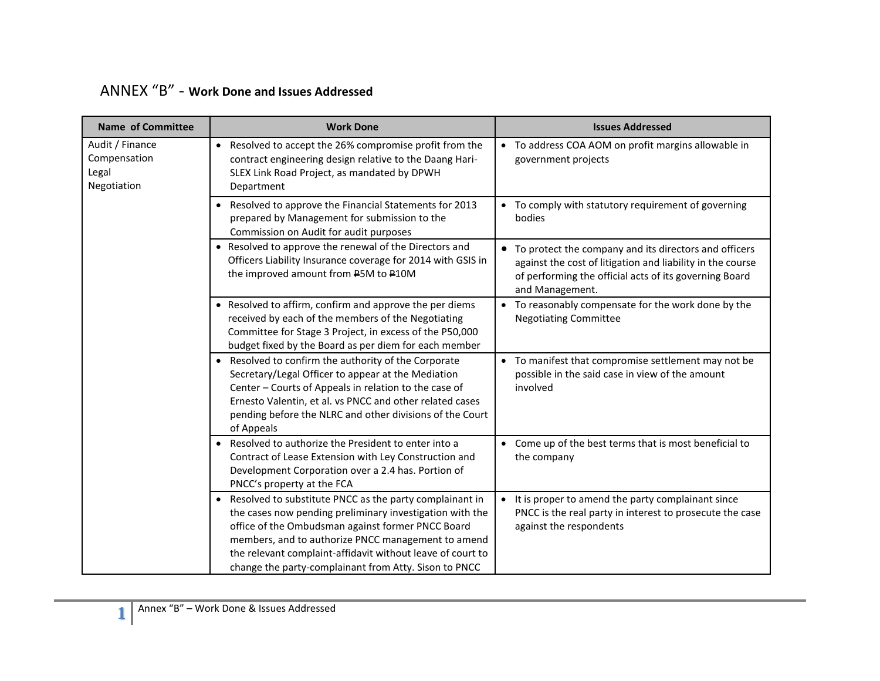# ANNEX "B" - **Work Done and Issues Addressed**

| Name of Committee | Work Done | Issues Addressed |
|---|---|---|
| Audit / Finance<br>Compensation<br>Legal<br>Negotiation | • Resolved to accept the 26% compromise profit from the contract engineering design relative to the Daang Hari-SLEX Link Road Project, as mandated by DPWH Department | • To address COA AOM on profit margins allowable in government projects |
| | • Resolved to approve the Financial Statements for 2013 prepared by Management for submission to the Commission on Audit for audit purposes | • To comply with statutory requirement of governing bodies |
| | • Resolved to approve the renewal of the Directors and Officers Liability Insurance coverage for 2014 with GSIS in the improved amount from ₱5M to ₱10M | • To protect the company and its directors and officers against the cost of litigation and liability in the course of performing the official acts of its governing Board and Management. |
| | • Resolved to affirm, confirm and approve the per diems received by each of the members of the Negotiating Committee for Stage 3 Project, in excess of the P50,000 budget fixed by the Board as per diem for each member | • To reasonably compensate for the work done by the Negotiating Committee |
| | • Resolved to confirm the authority of the Corporate Secretary/Legal Officer to appear at the Mediation Center – Courts of Appeals in relation to the case of Ernesto Valentin, et al. vs PNCC and other related cases pending before the NLRC and other divisions of the Court of Appeals | • To manifest that compromise settlement may not be possible in the said case in view of the amount involved |
| | • Resolved to authorize the President to enter into a Contract of Lease Extension with Ley Construction and Development Corporation over a 2.4 has. Portion of PNCC's property at the FCA | • Come up of the best terms that is most beneficial to the company |
| | • Resolved to substitute PNCC as the party complainant in the cases now pending preliminary investigation with the office of the Ombudsman against former PNCC Board members, and to authorize PNCC management to amend the relevant complaint-affidavit without leave of court to change the party-complainant from Atty. Sison to PNCC | • It is proper to amend the party complainant since PNCC is the real party in interest to prosecute the case against the respondents |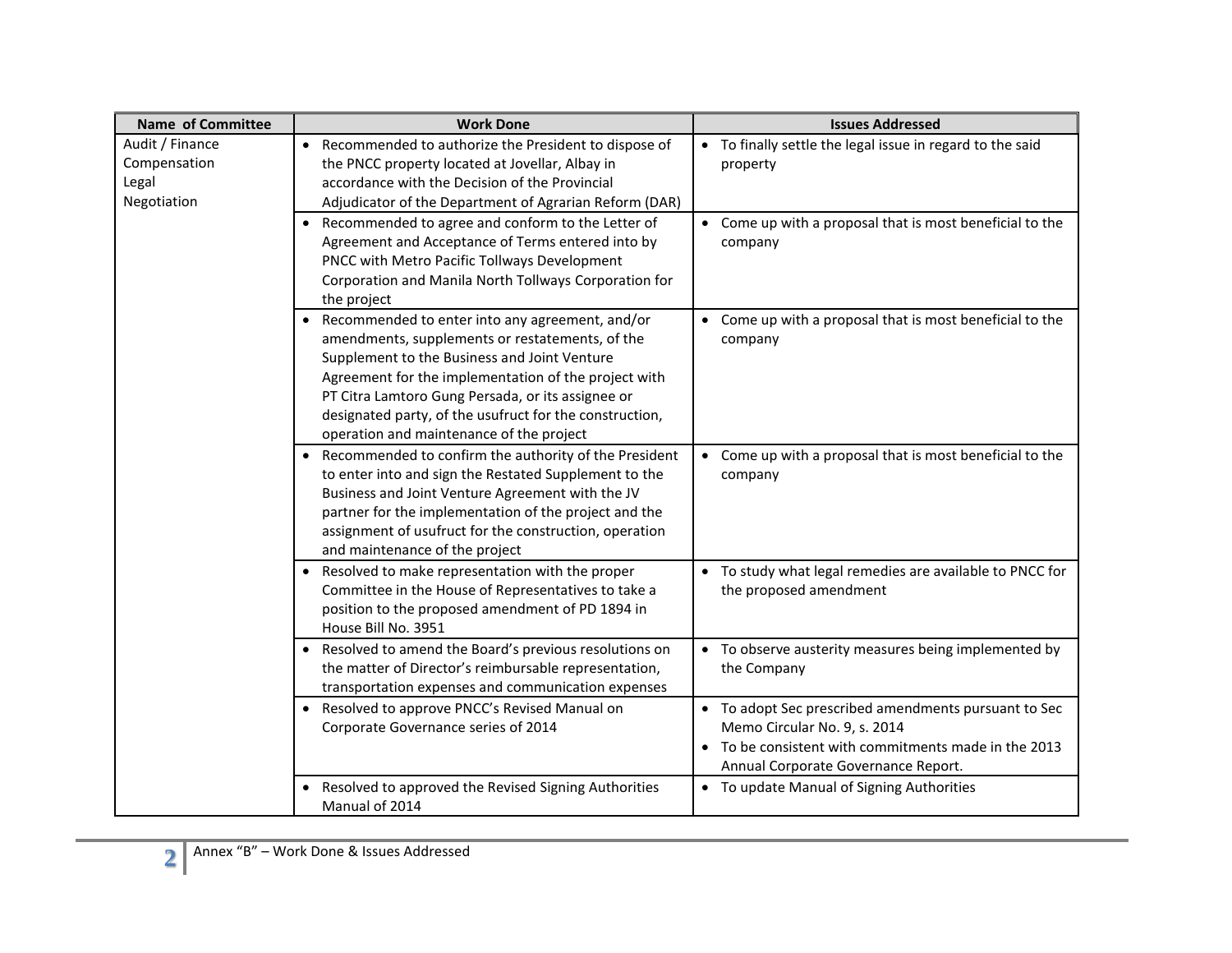| Name of Committee | Work Done | Issues Addressed |
|---|---|---|
| Audit / Finance<br>Compensation<br>Legal<br>Negotiation | • Recommended to authorize the President to dispose of the PNCC property located at Jovellar, Albay in accordance with the Decision of the Provincial Adjudicator of the Department of Agrarian Reform (DAR) | • To finally settle the legal issue in regard to the said property |
| | • Recommended to agree and conform to the Letter of Agreement and Acceptance of Terms entered into by PNCC with Metro Pacific Tollways Development Corporation and Manila North Tollways Corporation for the project | • Come up with a proposal that is most beneficial to the company |
| | • Recommended to enter into any agreement, and/or amendments, supplements or restatements, of the Supplement to the Business and Joint Venture Agreement for the implementation of the project with PT Citra Lamtoro Gung Persada, or its assignee or designated party, of the usufruct for the construction, operation and maintenance of the project | • Come up with a proposal that is most beneficial to the company |
| | • Recommended to confirm the authority of the President to enter into and sign the Restated Supplement to the Business and Joint Venture Agreement with the JV partner for the implementation of the project and the assignment of usufruct for the construction, operation and maintenance of the project | • Come up with a proposal that is most beneficial to the company |
| | • Resolved to make representation with the proper Committee in the House of Representatives to take a position to the proposed amendment of PD 1894 in House Bill No. 3951 | • To study what legal remedies are available to PNCC for the proposed amendment |
| | • Resolved to amend the Board's previous resolutions on the matter of Director's reimbursable representation, transportation expenses and communication expenses | • To observe austerity measures being implemented by the Company |
| | • Resolved to approve PNCC's Revised Manual on Corporate Governance series of 2014 | • To adopt Sec prescribed amendments pursuant to Sec Memo Circular No. 9, s. 2014<br>• To be consistent with commitments made in the 2013 Annual Corporate Governance Report. |
| | • Resolved to approved the Revised Signing Authorities Manual of 2014 | • To update Manual of Signing Authorities |